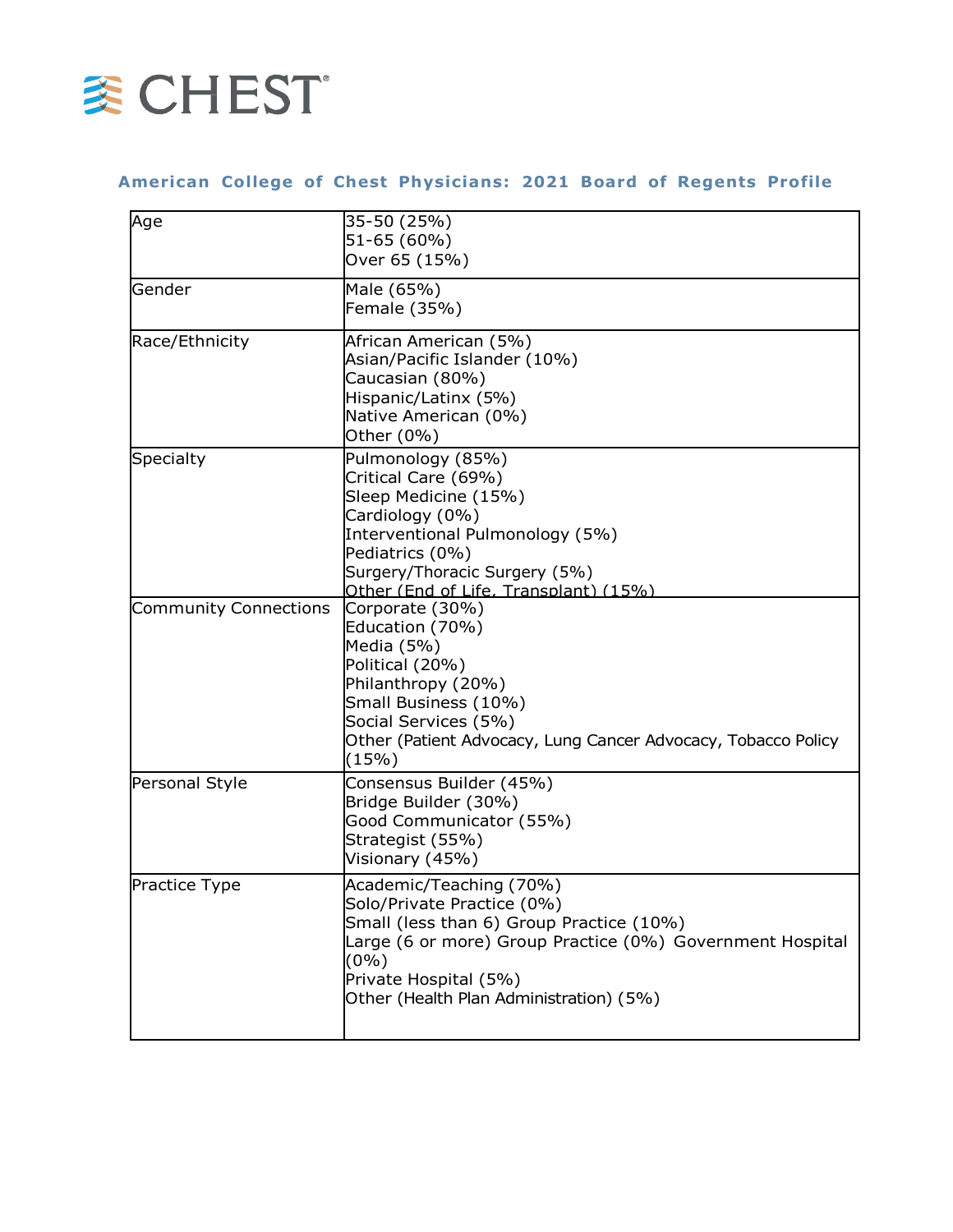CHEST

## American College of Chest Physicians: 2021 Board of Regents Profile

| | |
|---|---|
| Age | 35-50 (25%)<br>51-65 (60%)<br>Over 65 (15%) |
| Gender | Male (65%)<br>Female (35%) |
| Race/Ethnicity | African American (5%)<br>Asian/Pacific Islander (10%)<br>Caucasian (80%)<br>Hispanic/Latinx (5%)<br>Native American (0%)<br>Other (0%) |
| Specialty | Pulmonology (85%)<br>Critical Care (69%)<br>Sleep Medicine (15%)<br>Cardiology (0%)<br>Interventional Pulmonology (5%)<br>Pediatrics (0%)<br>Surgery/Thoracic Surgery (5%)<br>Other (End of Life, Transplant) (15%) |
| Community Connections | Corporate (30%)<br>Education (70%)<br>Media (5%)<br>Political (20%)<br>Philanthropy (20%)<br>Small Business (10%)<br>Social Services (5%)<br>Other (Patient Advocacy, Lung Cancer Advocacy, Tobacco Policy (15%) |
| Personal Style | Consensus Builder (45%)<br>Bridge Builder (30%)<br>Good Communicator (55%)<br>Strategist (55%)<br>Visionary (45%) |
| Practice Type | Academic/Teaching (70%)<br>Solo/Private Practice (0%)<br>Small (less than 6) Group Practice (10%)<br>Large (6 or more) Group Practice (0%) Government Hospital (0%)<br>Private Hospital (5%)<br>Other (Health Plan Administration) (5%) |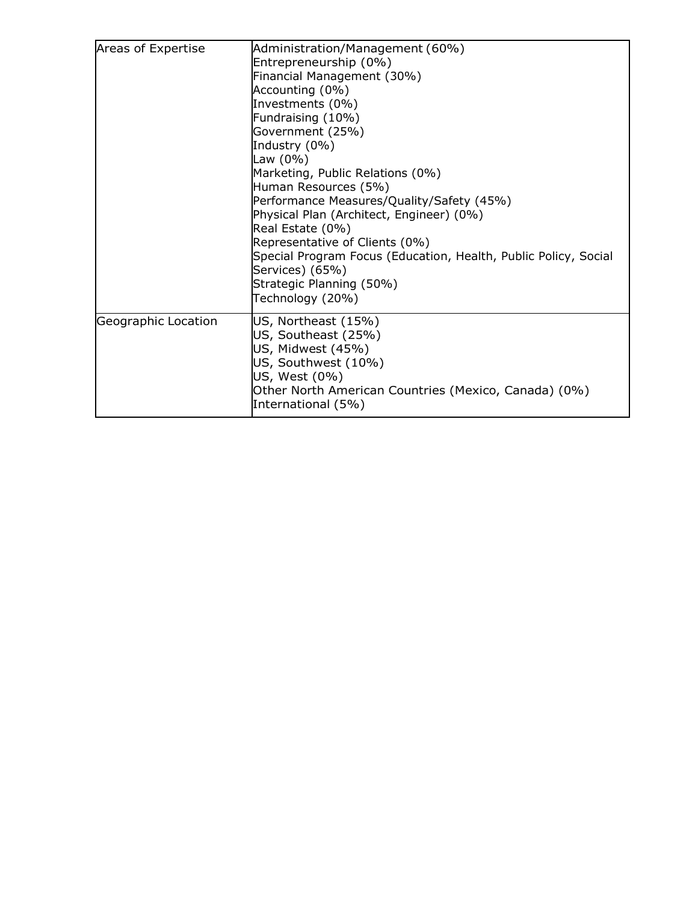| | |
|---|---|
| Areas of Expertise | Administration/Management (60%)<br>Entrepreneurship (0%)<br>Financial Management (30%)<br>Accounting (0%)<br>Investments (0%)<br>Fundraising (10%)<br>Government (25%)<br>Industry (0%)<br>Law (0%)<br>Marketing, Public Relations (0%)<br>Human Resources (5%)<br>Performance Measures/Quality/Safety (45%)<br>Physical Plan (Architect, Engineer) (0%)<br>Real Estate (0%)<br>Representative of Clients (0%)<br>Special Program Focus (Education, Health, Public Policy, Social Services) (65%)<br>Strategic Planning (50%)<br>Technology (20%) |
| Geographic Location | US, Northeast (15%)<br>US, Southeast (25%)<br>US, Midwest (45%)<br>US, Southwest (10%)<br>US, West (0%)<br>Other North American Countries (Mexico, Canada) (0%)<br>International (5%) |